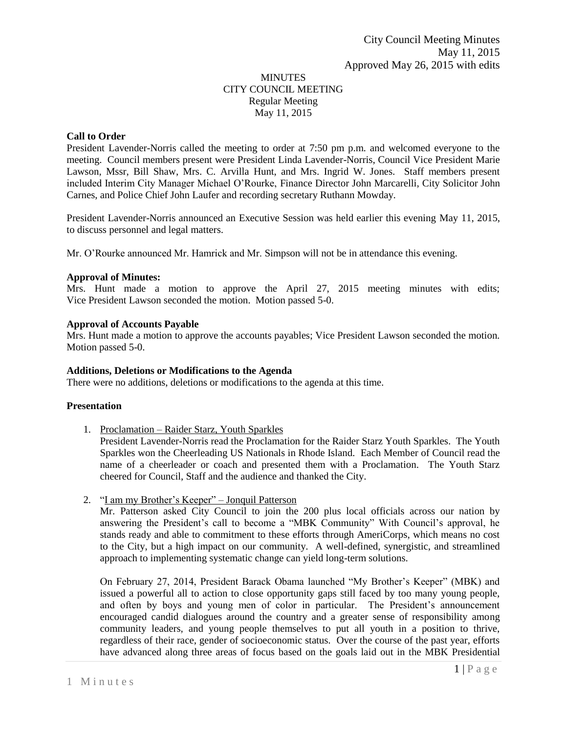City Council Meeting Minutes
May 11, 2015
Approved May 26, 2015 with edits

MINUTES
CITY COUNCIL MEETING
Regular Meeting
May 11, 2015

**Call to Order**

President Lavender-Norris called the meeting to order at 7:50 pm p.m. and welcomed everyone to the meeting. Council members present were President Linda Lavender-Norris, Council Vice President Marie Lawson, Mssr, Bill Shaw, Mrs. C. Arvilla Hunt, and Mrs. Ingrid W. Jones. Staff members present included Interim City Manager Michael O'Rourke, Finance Director John Marcarelli, City Solicitor John Carnes, and Police Chief John Laufer and recording secretary Ruthann Mowday.

President Lavender-Norris announced an Executive Session was held earlier this evening May 11, 2015, to discuss personnel and legal matters.

Mr. O'Rourke announced Mr. Hamrick and Mr. Simpson will not be in attendance this evening.

**Approval of Minutes:**

Mrs. Hunt made a motion to approve the April 27, 2015 meeting minutes with edits; Vice President Lawson seconded the motion. Motion passed 5-0.

**Approval of Accounts Payable**

Mrs. Hunt made a motion to approve the accounts payables; Vice President Lawson seconded the motion. Motion passed 5-0.

**Additions, Deletions or Modifications to the Agenda**

There were no additions, deletions or modifications to the agenda at this time.

**Presentation**

1. Proclamation – Raider Starz, Youth Sparkles

   President Lavender-Norris read the Proclamation for the Raider Starz Youth Sparkles. The Youth Sparkles won the Cheerleading US Nationals in Rhode Island. Each Member of Council read the name of a cheerleader or coach and presented them with a Proclamation. The Youth Starz cheered for Council, Staff and the audience and thanked the City.

2. "I am my Brother's Keeper" – Jonquil Patterson

   Mr. Patterson asked City Council to join the 200 plus local officials across our nation by answering the President's call to become a "MBK Community" With Council's approval, he stands ready and able to commitment to these efforts through AmeriCorps, which means no cost to the City, but a high impact on our community. A well-defined, synergistic, and streamlined approach to implementing systematic change can yield long-term solutions.

   On February 27, 2014, President Barack Obama launched "My Brother's Keeper" (MBK) and issued a powerful all to action to close opportunity gaps still faced by too many young people, and often by boys and young men of color in particular. The President's announcement encouraged candid dialogues around the country and a greater sense of responsibility among community leaders, and young people themselves to put all youth in a position to thrive, regardless of their race, gender of socioeconomic status. Over the course of the past year, efforts have advanced along three areas of focus based on the goals laid out in the MBK Presidential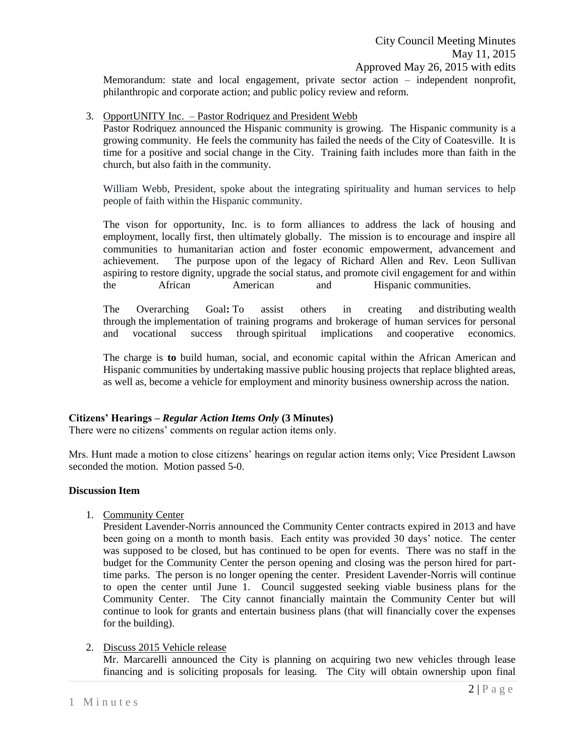Memorandum: state and local engagement, private sector action – independent nonprofit, philanthropic and corporate action; and public policy review and reform.

3. OpportUNITY Inc. – Pastor Rodriquez and President Webb

   Pastor Rodriquez announced the Hispanic community is growing. The Hispanic community is a growing community. He feels the community has failed the needs of the City of Coatesville. It is time for a positive and social change in the City. Training faith includes more than faith in the church, but also faith in the community.

   William Webb, President, spoke about the integrating spirituality and human services to help people of faith within the Hispanic community.

   The vison for opportunity, Inc. is to form alliances to address the lack of housing and employment, locally first, then ultimately globally. The mission is to encourage and inspire all communities to humanitarian action and foster economic empowerment, advancement and achievement. The purpose upon of the legacy of Richard Allen and Rev. Leon Sullivan aspiring to restore dignity, upgrade the social status, and promote civil engagement for and within the African American and Hispanic communities.

   The Overarching Goal**:** To assist others in creating and distributing wealth through the implementation of training programs and brokerage of human services for personal and vocational success through spiritual implications and cooperative economics.

   The charge is **to** build human, social, and economic capital within the African American and Hispanic communities by undertaking massive public housing projects that replace blighted areas, as well as, become a vehicle for employment and minority business ownership across the nation.

**Citizens' Hearings –** ***Regular Action Items Only*** **(3 Minutes)**

There were no citizens' comments on regular action items only.

Mrs. Hunt made a motion to close citizens' hearings on regular action items only; Vice President Lawson seconded the motion. Motion passed 5-0.

**Discussion Item**

1. Community Center

   President Lavender-Norris announced the Community Center contracts expired in 2013 and have been going on a month to month basis. Each entity was provided 30 days' notice. The center was supposed to be closed, but has continued to be open for events. There was no staff in the budget for the Community Center the person opening and closing was the person hired for part-time parks. The person is no longer opening the center. President Lavender-Norris will continue to open the center until June 1. Council suggested seeking viable business plans for the Community Center. The City cannot financially maintain the Community Center but will continue to look for grants and entertain business plans (that will financially cover the expenses for the building).

2. Discuss 2015 Vehicle release

   Mr. Marcarelli announced the City is planning on acquiring two new vehicles through lease financing and is soliciting proposals for leasing. The City will obtain ownership upon final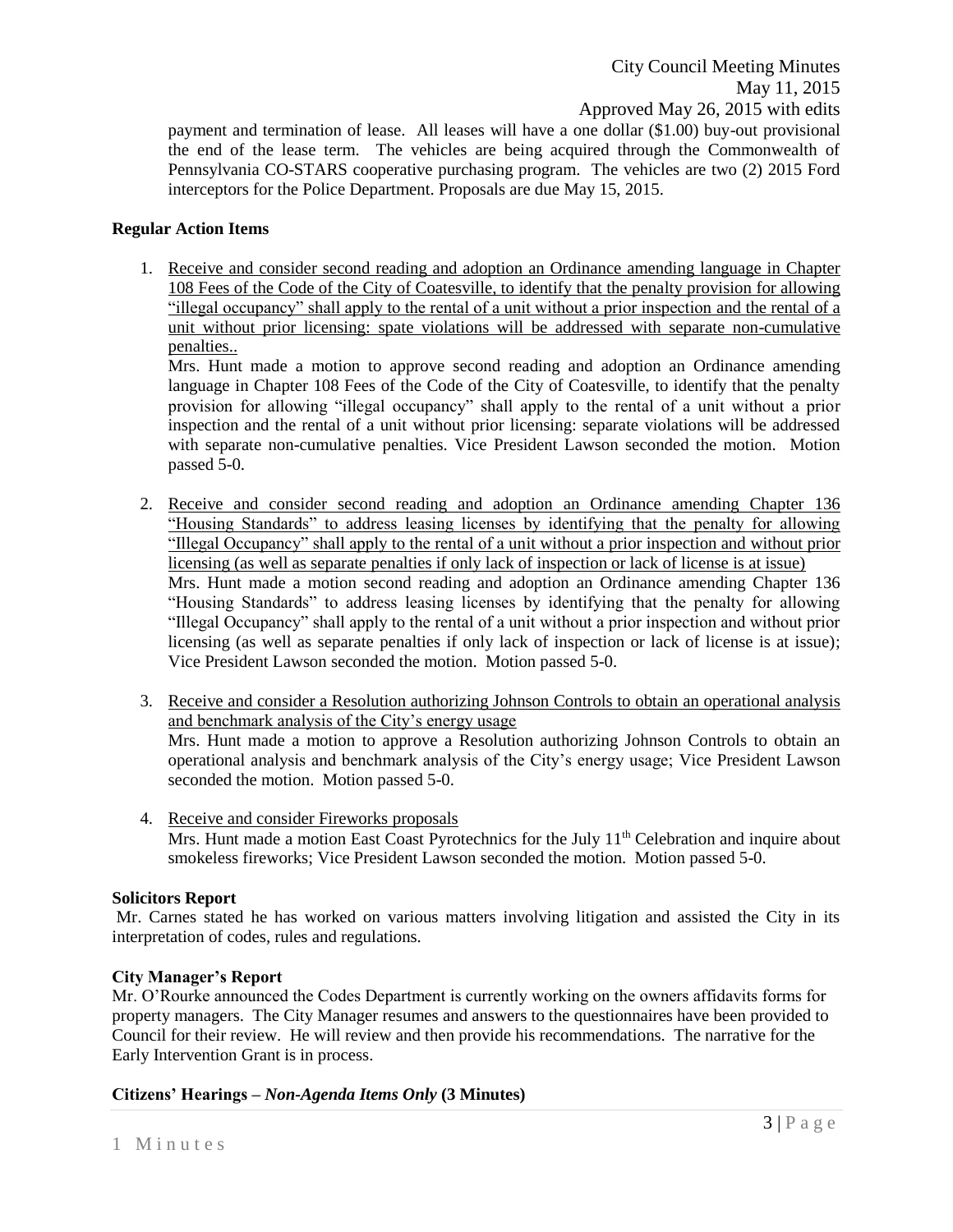payment and termination of lease. All leases will have a one dollar ($1.00) buy-out provisional the end of the lease term. The vehicles are being acquired through the Commonwealth of Pennsylvania CO-STARS cooperative purchasing program. The vehicles are two (2) 2015 Ford interceptors for the Police Department. Proposals are due May 15, 2015.

**Regular Action Items**

1. Receive and consider second reading and adoption an Ordinance amending language in Chapter 108 Fees of the Code of the City of Coatesville, to identify that the penalty provision for allowing "illegal occupancy" shall apply to the rental of a unit without a prior inspection and the rental of a unit without prior licensing: spate violations will be addressed with separate non-cumulative penalties..
   Mrs. Hunt made a motion to approve second reading and adoption an Ordinance amending language in Chapter 108 Fees of the Code of the City of Coatesville, to identify that the penalty provision for allowing "illegal occupancy" shall apply to the rental of a unit without a prior inspection and the rental of a unit without prior licensing: separate violations will be addressed with separate non-cumulative penalties. Vice President Lawson seconded the motion. Motion passed 5-0.

2. Receive and consider second reading and adoption an Ordinance amending Chapter 136 "Housing Standards" to address leasing licenses by identifying that the penalty for allowing "Illegal Occupancy" shall apply to the rental of a unit without a prior inspection and without prior licensing (as well as separate penalties if only lack of inspection or lack of license is at issue)
   Mrs. Hunt made a motion second reading and adoption an Ordinance amending Chapter 136 "Housing Standards" to address leasing licenses by identifying that the penalty for allowing "Illegal Occupancy" shall apply to the rental of a unit without a prior inspection and without prior licensing (as well as separate penalties if only lack of inspection or lack of license is at issue); Vice President Lawson seconded the motion. Motion passed 5-0.

3. Receive and consider a Resolution authorizing Johnson Controls to obtain an operational analysis and benchmark analysis of the City's energy usage
   Mrs. Hunt made a motion to approve a Resolution authorizing Johnson Controls to obtain an operational analysis and benchmark analysis of the City's energy usage; Vice President Lawson seconded the motion. Motion passed 5-0.

4. Receive and consider Fireworks proposals
   Mrs. Hunt made a motion East Coast Pyrotechnics for the July 11th Celebration and inquire about smokeless fireworks; Vice President Lawson seconded the motion. Motion passed 5-0.

**Solicitors Report**

Mr. Carnes stated he has worked on various matters involving litigation and assisted the City in its interpretation of codes, rules and regulations.

**City Manager's Report**

Mr. O'Rourke announced the Codes Department is currently working on the owners affidavits forms for property managers. The City Manager resumes and answers to the questionnaires have been provided to Council for their review. He will review and then provide his recommendations. The narrative for the Early Intervention Grant is in process.

**Citizens' Hearings – *Non-Agenda Items Only* (3 Minutes)**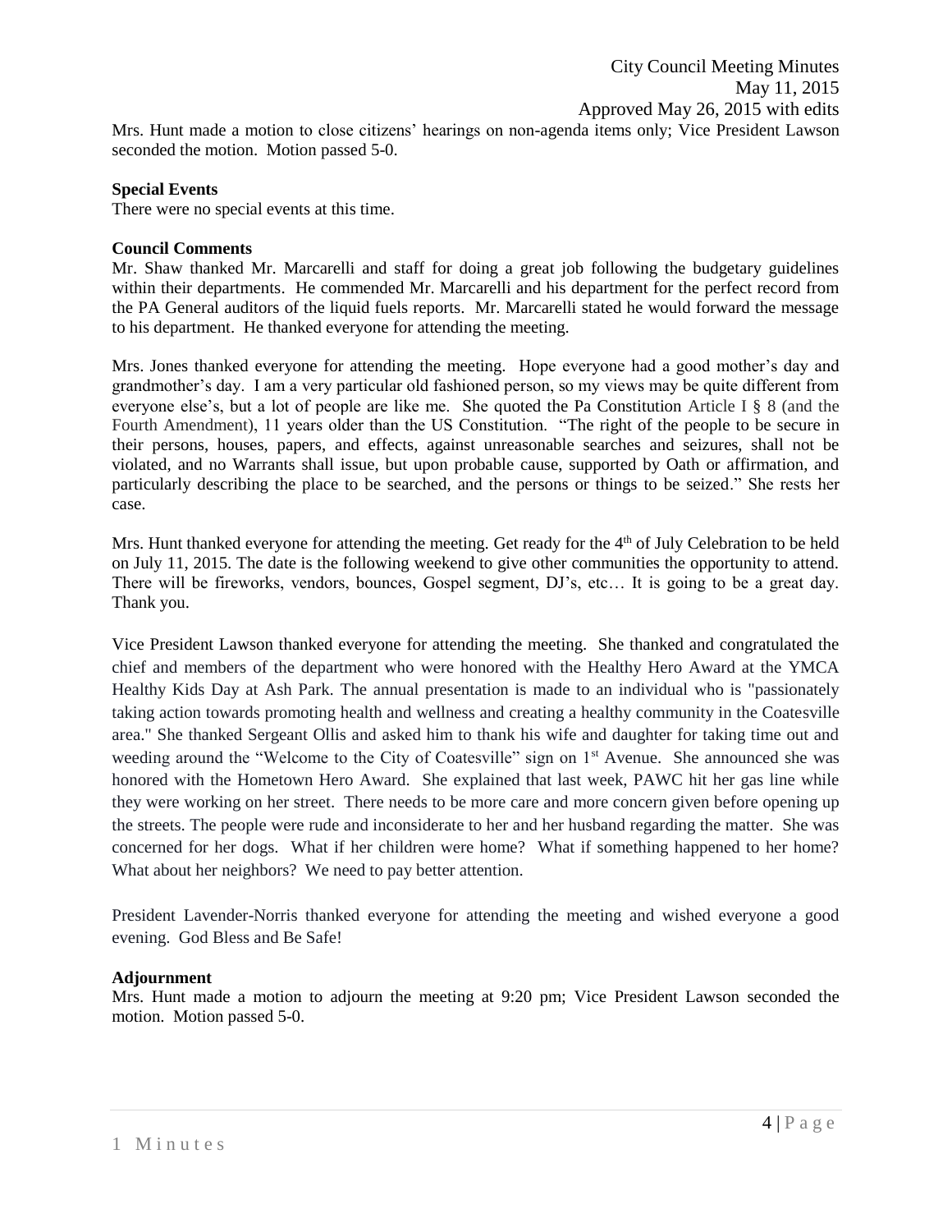Mrs. Hunt made a motion to close citizens' hearings on non-agenda items only; Vice President Lawson seconded the motion. Motion passed 5-0.

**Special Events**

There were no special events at this time.

**Council Comments**

Mr. Shaw thanked Mr. Marcarelli and staff for doing a great job following the budgetary guidelines within their departments. He commended Mr. Marcarelli and his department for the perfect record from the PA General auditors of the liquid fuels reports. Mr. Marcarelli stated he would forward the message to his department. He thanked everyone for attending the meeting.

Mrs. Jones thanked everyone for attending the meeting. Hope everyone had a good mother's day and grandmother's day. I am a very particular old fashioned person, so my views may be quite different from everyone else's, but a lot of people are like me. She quoted the Pa Constitution Article I § 8 (and the Fourth Amendment), 11 years older than the US Constitution. "The right of the people to be secure in their persons, houses, papers, and effects, against unreasonable searches and seizures, shall not be violated, and no Warrants shall issue, but upon probable cause, supported by Oath or affirmation, and particularly describing the place to be searched, and the persons or things to be seized." She rests her case.

Mrs. Hunt thanked everyone for attending the meeting. Get ready for the 4th of July Celebration to be held on July 11, 2015. The date is the following weekend to give other communities the opportunity to attend. There will be fireworks, vendors, bounces, Gospel segment, DJ's, etc… It is going to be a great day. Thank you.

Vice President Lawson thanked everyone for attending the meeting. She thanked and congratulated the chief and members of the department who were honored with the Healthy Hero Award at the YMCA Healthy Kids Day at Ash Park. The annual presentation is made to an individual who is "passionately taking action towards promoting health and wellness and creating a healthy community in the Coatesville area." She thanked Sergeant Ollis and asked him to thank his wife and daughter for taking time out and weeding around the "Welcome to the City of Coatesville" sign on 1st Avenue. She announced she was honored with the Hometown Hero Award. She explained that last week, PAWC hit her gas line while they were working on her street. There needs to be more care and more concern given before opening up the streets. The people were rude and inconsiderate to her and her husband regarding the matter. She was concerned for her dogs. What if her children were home? What if something happened to her home? What about her neighbors? We need to pay better attention.

President Lavender-Norris thanked everyone for attending the meeting and wished everyone a good evening. God Bless and Be Safe!

**Adjournment**

Mrs. Hunt made a motion to adjourn the meeting at 9:20 pm; Vice President Lawson seconded the motion. Motion passed 5-0.